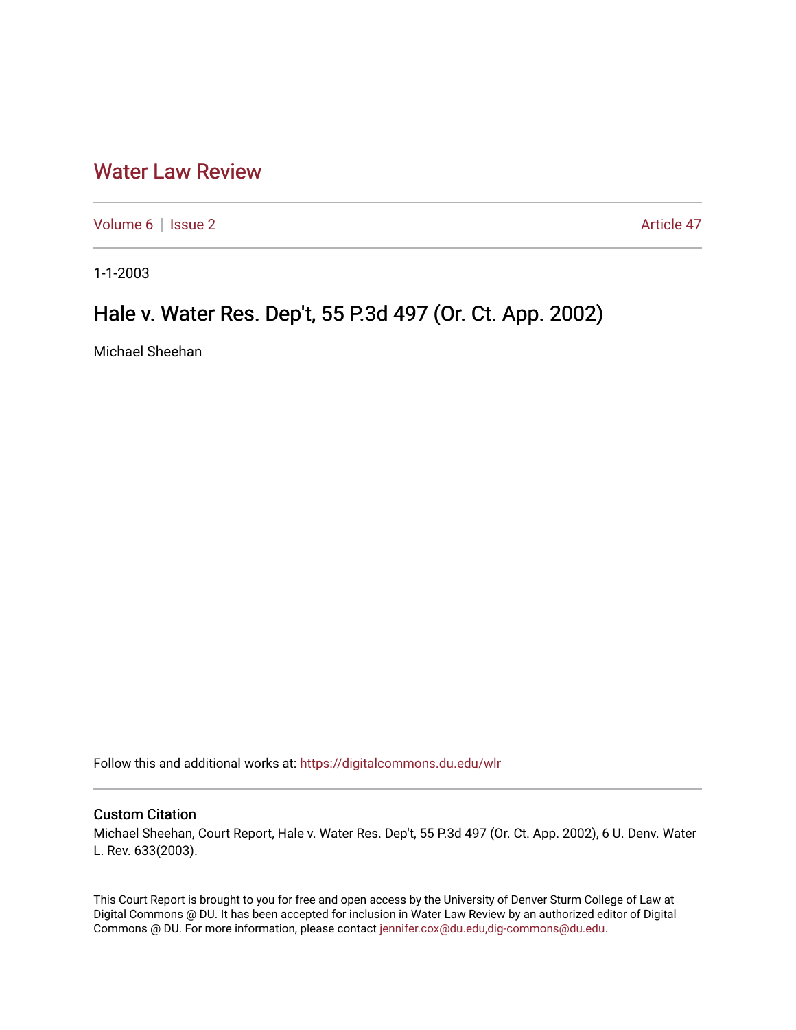# Water Law Review

Volume 6 | Issue 2 Article 47

1-1-2003

## Hale v. Water Res. Dep't, 55 P.3d 497 (Or. Ct. App. 2002)

Michael Sheehan

Follow this and additional works at: https://digitalcommons.du.edu/wlr

### Custom Citation

Michael Sheehan, Court Report, Hale v. Water Res. Dep't, 55 P.3d 497 (Or. Ct. App. 2002), 6 U. Denv. Water L. Rev. 633(2003).

This Court Report is brought to you for free and open access by the University of Denver Sturm College of Law at Digital Commons @ DU. It has been accepted for inclusion in Water Law Review by an authorized editor of Digital Commons @ DU. For more information, please contact jennifer.cox@du.edu,dig-commons@du.edu.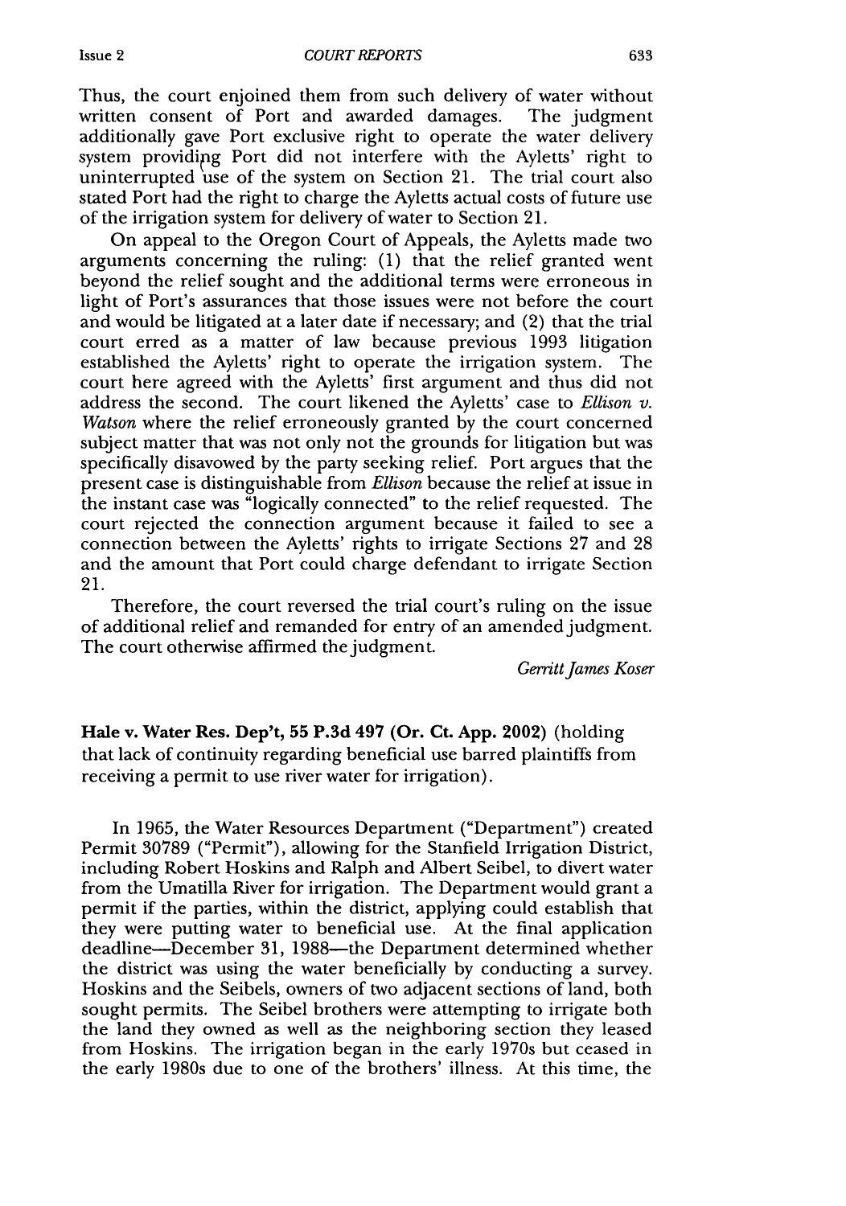Thus, the court enjoined them from such delivery of water without written consent of Port and awarded damages. The judgment additionally gave Port exclusive right to operate the water delivery system providing Port did not interfere with the Ayletts' right to uninterrupted use of the system on Section 21. The trial court also stated Port had the right to charge the Ayletts actual costs of future use of the irrigation system for delivery of water to Section 21.

On appeal to the Oregon Court of Appeals, the Ayletts made two arguments concerning the ruling: (1) that the relief granted went beyond the relief sought and the additional terms were erroneous in light of Port's assurances that those issues were not before the court and would be litigated at a later date if necessary; and (2) that the trial court erred as a matter of law because previous 1993 litigation established the Ayletts' right to operate the irrigation system. The court here agreed with the Ayletts' first argument and thus did not address the second. The court likened the Ayletts' case to *Ellison v. Watson* where the relief erroneously granted by the court concerned subject matter that was not only not the grounds for litigation but was specifically disavowed by the party seeking relief. Port argues that the present case is distinguishable from *Ellison* because the relief at issue in the instant case was "logically connected" to the relief requested. The court rejected the connection argument because it failed to see a connection between the Ayletts' rights to irrigate Sections 27 and 28 and the amount that Port could charge defendant to irrigate Section 21.

Therefore, the court reversed the trial court's ruling on the issue of additional relief and remanded for entry of an amended judgment. The court otherwise affirmed the judgment.

*Gerritt James Koser*

**Hale v. Water Res. Dep't, 55 P.3d 497 (Or. Ct. App. 2002)** (holding that lack of continuity regarding beneficial use barred plaintiffs from receiving a permit to use river water for irrigation).

In 1965, the Water Resources Department ("Department") created Permit 30789 ("Permit"), allowing for the Stanfield Irrigation District, including Robert Hoskins and Ralph and Albert Seibel, to divert water from the Umatilla River for irrigation. The Department would grant a permit if the parties, within the district, applying could establish that they were putting water to beneficial use. At the final application deadline—December 31, 1988—the Department determined whether the district was using the water beneficially by conducting a survey. Hoskins and the Seibels, owners of two adjacent sections of land, both sought permits. The Seibel brothers were attempting to irrigate both the land they owned as well as the neighboring section they leased from Hoskins. The irrigation began in the early 1970s but ceased in the early 1980s due to one of the brothers' illness. At this time, the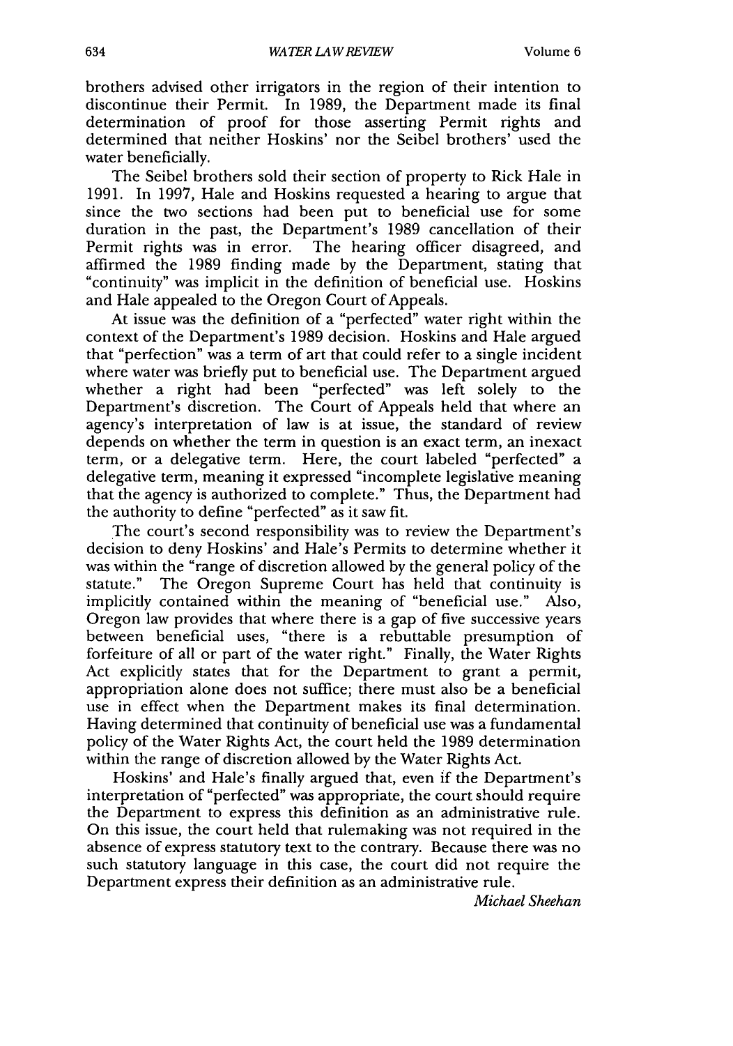brothers advised other irrigators in the region of their intention to discontinue their Permit. In 1989, the Department made its final determination of proof for those asserting Permit rights and determined that neither Hoskins' nor the Seibel brothers' used the water beneficially.

The Seibel brothers sold their section of property to Rick Hale in 1991. In 1997, Hale and Hoskins requested a hearing to argue that since the two sections had been put to beneficial use for some duration in the past, the Department's 1989 cancellation of their Permit rights was in error. The hearing officer disagreed, and affirmed the 1989 finding made by the Department, stating that "continuity" was implicit in the definition of beneficial use. Hoskins and Hale appealed to the Oregon Court of Appeals.

At issue was the definition of a "perfected" water right within the context of the Department's 1989 decision. Hoskins and Hale argued that "perfection" was a term of art that could refer to a single incident where water was briefly put to beneficial use. The Department argued whether a right had been "perfected" was left solely to the Department's discretion. The Court of Appeals held that where an agency's interpretation of law is at issue, the standard of review depends on whether the term in question is an exact term, an inexact term, or a delegative term. Here, the court labeled "perfected" a delegative term, meaning it expressed "incomplete legislative meaning that the agency is authorized to complete." Thus, the Department had the authority to define "perfected" as it saw fit.

The court's second responsibility was to review the Department's decision to deny Hoskins' and Hale's Permits to determine whether it was within the "range of discretion allowed by the general policy of the statute." The Oregon Supreme Court has held that continuity is implicitly contained within the meaning of "beneficial use." Also, Oregon law provides that where there is a gap of five successive years between beneficial uses, "there is a rebuttable presumption of forfeiture of all or part of the water right." Finally, the Water Rights Act explicitly states that for the Department to grant a permit, appropriation alone does not suffice; there must also be a beneficial use in effect when the Department makes its final determination. Having determined that continuity of beneficial use was a fundamental policy of the Water Rights Act, the court held the 1989 determination within the range of discretion allowed by the Water Rights Act.

Hoskins' and Hale's finally argued that, even if the Department's interpretation of "perfected" was appropriate, the court should require the Department to express this definition as an administrative rule. On this issue, the court held that rulemaking was not required in the absence of express statutory text to the contrary. Because there was no such statutory language in this case, the court did not require the Department express their definition as an administrative rule.

*Michael Sheehan*